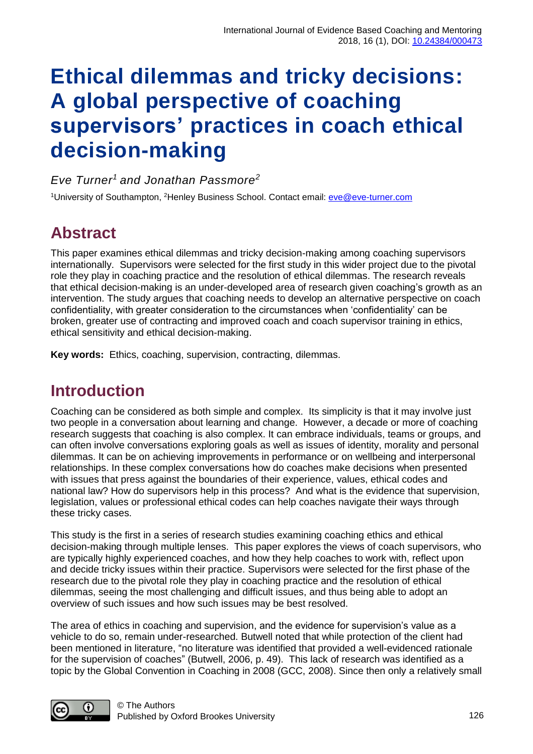# Ethical dilemmas and tricky decisions: A global perspective of coaching supervisors' practices in coach ethical decision-making

*Eve Turner[1] and Jonathan Passmore[2]*

[1]University of Southampton, [2]Henley Business School. Contact email: eve@eve-turner.com

## Abstract

This paper examines ethical dilemmas and tricky decision-making among coaching supervisors internationally. Supervisors were selected for the first study in this wider project due to the pivotal role they play in coaching practice and the resolution of ethical dilemmas. The research reveals that ethical decision-making is an under-developed area of research given coaching's growth as an intervention. The study argues that coaching needs to develop an alternative perspective on coach confidentiality, with greater consideration to the circumstances when 'confidentiality' can be broken, greater use of contracting and improved coach and coach supervisor training in ethics, ethical sensitivity and ethical decision-making.

**Key words:** Ethics, coaching, supervision, contracting, dilemmas.

## Introduction

Coaching can be considered as both simple and complex. Its simplicity is that it may involve just two people in a conversation about learning and change. However, a decade or more of coaching research suggests that coaching is also complex. It can embrace individuals, teams or groups, and can often involve conversations exploring goals as well as issues of identity, morality and personal dilemmas. It can be on achieving improvements in performance or on wellbeing and interpersonal relationships. In these complex conversations how do coaches make decisions when presented with issues that press against the boundaries of their experience, values, ethical codes and national law? How do supervisors help in this process? And what is the evidence that supervision, legislation, values or professional ethical codes can help coaches navigate their ways through these tricky cases.

This study is the first in a series of research studies examining coaching ethics and ethical decision-making through multiple lenses. This paper explores the views of coach supervisors, who are typically highly experienced coaches, and how they help coaches to work with, reflect upon and decide tricky issues within their practice. Supervisors were selected for the first phase of the research due to the pivotal role they play in coaching practice and the resolution of ethical dilemmas, seeing the most challenging and difficult issues, and thus being able to adopt an overview of such issues and how such issues may be best resolved.

The area of ethics in coaching and supervision, and the evidence for supervision's value as a vehicle to do so, remain under-researched. Butwell noted that while protection of the client had been mentioned in literature, "no literature was identified that provided a well-evidenced rationale for the supervision of coaches" (Butwell, 2006, p. 49). This lack of research was identified as a topic by the Global Convention in Coaching in 2008 (GCC, 2008). Since then only a relatively small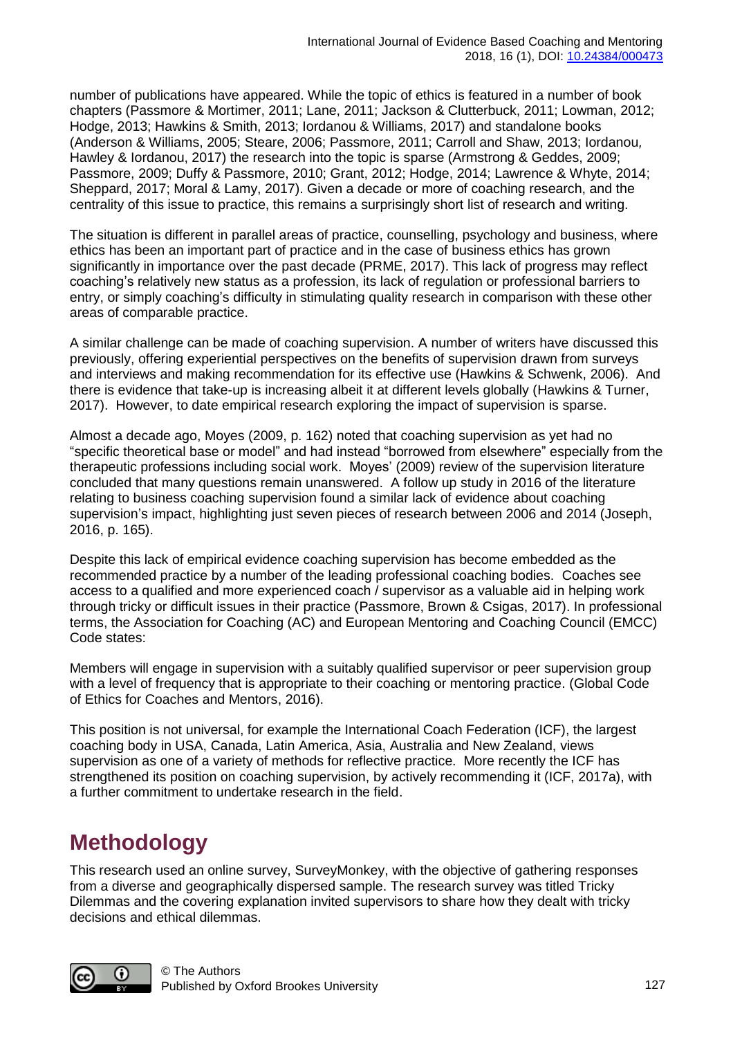number of publications have appeared. While the topic of ethics is featured in a number of book chapters (Passmore & Mortimer, 2011; Lane, 2011; Jackson & Clutterbuck, 2011; Lowman, 2012; Hodge, 2013; Hawkins & Smith, 2013; Iordanou & Williams, 2017) and standalone books (Anderson & Williams, 2005; Steare, 2006; Passmore, 2011; Carroll and Shaw, 2013; Iordanou, Hawley & Iordanou, 2017) the research into the topic is sparse (Armstrong & Geddes, 2009; Passmore, 2009; Duffy & Passmore, 2010; Grant, 2012; Hodge, 2014; Lawrence & Whyte, 2014; Sheppard, 2017; Moral & Lamy, 2017). Given a decade or more of coaching research, and the centrality of this issue to practice, this remains a surprisingly short list of research and writing.

The situation is different in parallel areas of practice, counselling, psychology and business, where ethics has been an important part of practice and in the case of business ethics has grown significantly in importance over the past decade (PRME, 2017). This lack of progress may reflect coaching's relatively new status as a profession, its lack of regulation or professional barriers to entry, or simply coaching's difficulty in stimulating quality research in comparison with these other areas of comparable practice.

A similar challenge can be made of coaching supervision. A number of writers have discussed this previously, offering experiential perspectives on the benefits of supervision drawn from surveys and interviews and making recommendation for its effective use (Hawkins & Schwenk, 2006). And there is evidence that take-up is increasing albeit it at different levels globally (Hawkins & Turner, 2017). However, to date empirical research exploring the impact of supervision is sparse.

Almost a decade ago, Moyes (2009, p. 162) noted that coaching supervision as yet had no "specific theoretical base or model" and had instead "borrowed from elsewhere" especially from the therapeutic professions including social work. Moyes' (2009) review of the supervision literature concluded that many questions remain unanswered. A follow up study in 2016 of the literature relating to business coaching supervision found a similar lack of evidence about coaching supervision's impact, highlighting just seven pieces of research between 2006 and 2014 (Joseph, 2016, p. 165).

Despite this lack of empirical evidence coaching supervision has become embedded as the recommended practice by a number of the leading professional coaching bodies. Coaches see access to a qualified and more experienced coach / supervisor as a valuable aid in helping work through tricky or difficult issues in their practice (Passmore, Brown & Csigas, 2017). In professional terms, the Association for Coaching (AC) and European Mentoring and Coaching Council (EMCC) Code states:

Members will engage in supervision with a suitably qualified supervisor or peer supervision group with a level of frequency that is appropriate to their coaching or mentoring practice. (Global Code of Ethics for Coaches and Mentors, 2016).

This position is not universal, for example the International Coach Federation (ICF), the largest coaching body in USA, Canada, Latin America, Asia, Australia and New Zealand, views supervision as one of a variety of methods for reflective practice. More recently the ICF has strengthened its position on coaching supervision, by actively recommending it (ICF, 2017a), with a further commitment to undertake research in the field.

# Methodology

This research used an online survey, SurveyMonkey, with the objective of gathering responses from a diverse and geographically dispersed sample. The research survey was titled Tricky Dilemmas and the covering explanation invited supervisors to share how they dealt with tricky decisions and ethical dilemmas.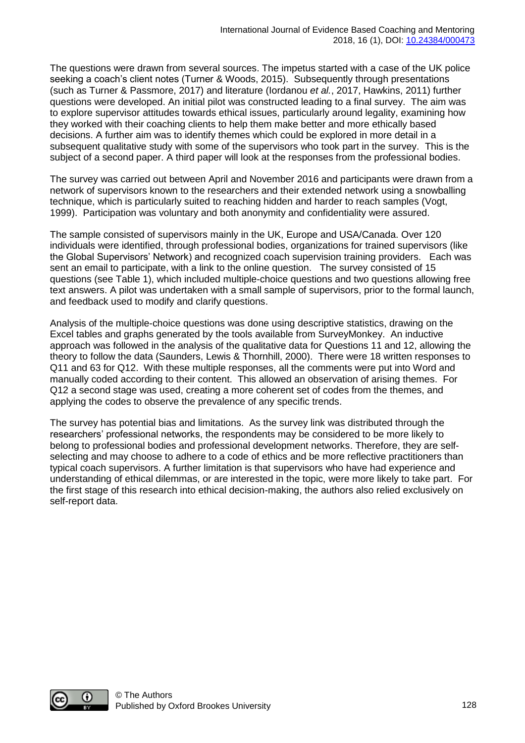The questions were drawn from several sources. The impetus started with a case of the UK police seeking a coach's client notes (Turner & Woods, 2015). Subsequently through presentations (such as Turner & Passmore, 2017) and literature (Iordanou *et al.*, 2017, Hawkins, 2011) further questions were developed. An initial pilot was constructed leading to a final survey. The aim was to explore supervisor attitudes towards ethical issues, particularly around legality, examining how they worked with their coaching clients to help them make better and more ethically based decisions. A further aim was to identify themes which could be explored in more detail in a subsequent qualitative study with some of the supervisors who took part in the survey. This is the subject of a second paper. A third paper will look at the responses from the professional bodies.

The survey was carried out between April and November 2016 and participants were drawn from a network of supervisors known to the researchers and their extended network using a snowballing technique, which is particularly suited to reaching hidden and harder to reach samples (Vogt, 1999). Participation was voluntary and both anonymity and confidentiality were assured.

The sample consisted of supervisors mainly in the UK, Europe and USA/Canada. Over 120 individuals were identified, through professional bodies, organizations for trained supervisors (like the Global Supervisors' Network) and recognized coach supervision training providers. Each was sent an email to participate, with a link to the online question. The survey consisted of 15 questions (see Table 1), which included multiple-choice questions and two questions allowing free text answers. A pilot was undertaken with a small sample of supervisors, prior to the formal launch, and feedback used to modify and clarify questions.

Analysis of the multiple-choice questions was done using descriptive statistics, drawing on the Excel tables and graphs generated by the tools available from SurveyMonkey. An inductive approach was followed in the analysis of the qualitative data for Questions 11 and 12, allowing the theory to follow the data (Saunders, Lewis & Thornhill, 2000). There were 18 written responses to Q11 and 63 for Q12. With these multiple responses, all the comments were put into Word and manually coded according to their content. This allowed an observation of arising themes. For Q12 a second stage was used, creating a more coherent set of codes from the themes, and applying the codes to observe the prevalence of any specific trends.

The survey has potential bias and limitations. As the survey link was distributed through the researchers' professional networks, the respondents may be considered to be more likely to belong to professional bodies and professional development networks. Therefore, they are self-selecting and may choose to adhere to a code of ethics and be more reflective practitioners than typical coach supervisors. A further limitation is that supervisors who have had experience and understanding of ethical dilemmas, or are interested in the topic, were more likely to take part. For the first stage of this research into ethical decision-making, the authors also relied exclusively on self-report data.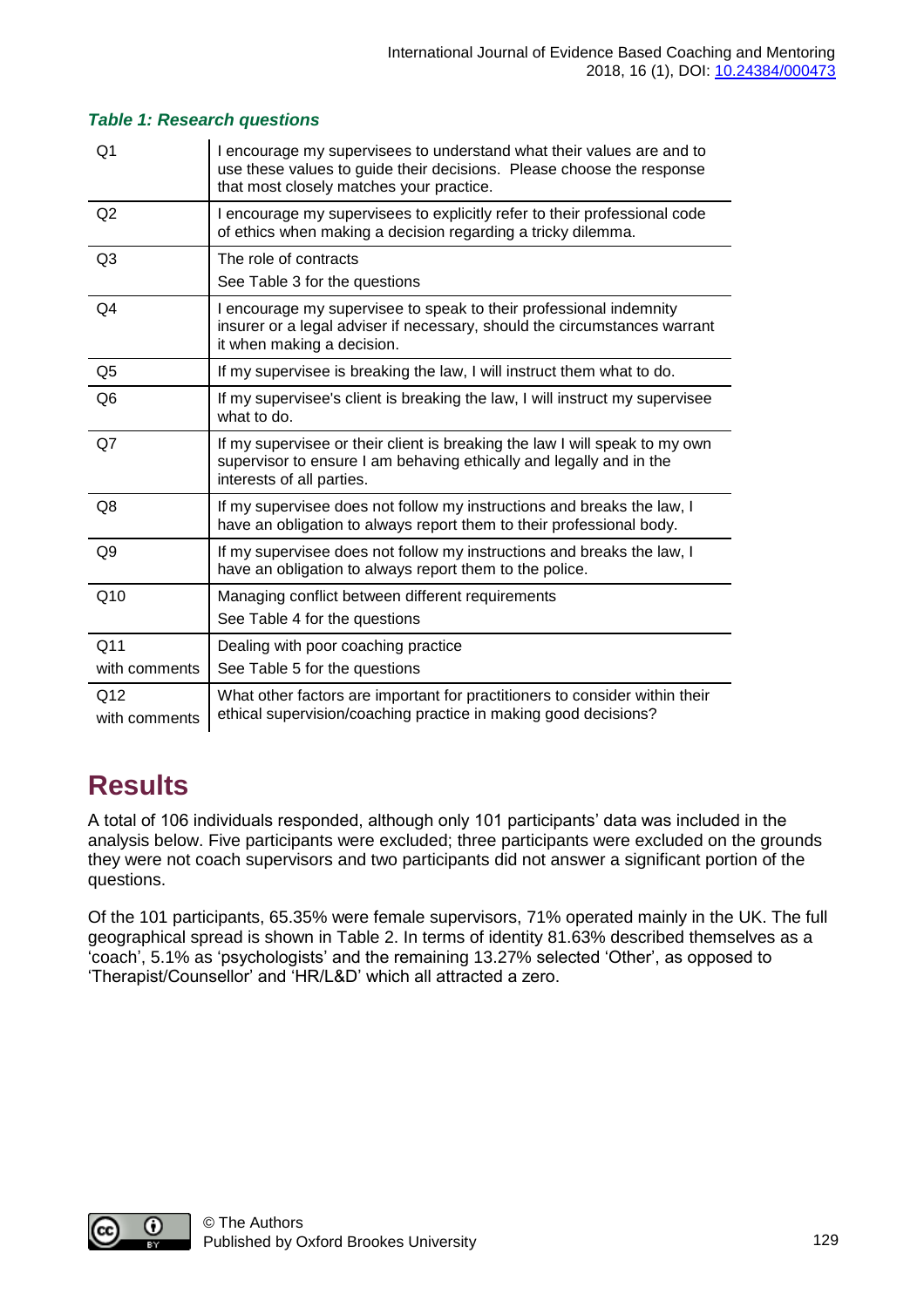***Table 1: Research questions***

| | |
|---|---|
| Q1 | I encourage my supervisees to understand what their values are and to use these values to guide their decisions. Please choose the response that most closely matches your practice. |
| Q2 | I encourage my supervisees to explicitly refer to their professional code of ethics when making a decision regarding a tricky dilemma. |
| Q3 | The role of contracts<br>See Table 3 for the questions |
| Q4 | I encourage my supervisee to speak to their professional indemnity insurer or a legal adviser if necessary, should the circumstances warrant it when making a decision. |
| Q5 | If my supervisee is breaking the law, I will instruct them what to do. |
| Q6 | If my supervisee's client is breaking the law, I will instruct my supervisee what to do. |
| Q7 | If my supervisee or their client is breaking the law I will speak to my own supervisor to ensure I am behaving ethically and legally and in the interests of all parties. |
| Q8 | If my supervisee does not follow my instructions and breaks the law, I have an obligation to always report them to their professional body. |
| Q9 | If my supervisee does not follow my instructions and breaks the law, I have an obligation to always report them to the police. |
| Q10 | Managing conflict between different requirements<br>See Table 4 for the questions |
| Q11<br>with comments | Dealing with poor coaching practice<br>See Table 5 for the questions |
| Q12<br>with comments | What other factors are important for practitioners to consider within their ethical supervision/coaching practice in making good decisions? |

# Results

A total of 106 individuals responded, although only 101 participants' data was included in the analysis below. Five participants were excluded; three participants were excluded on the grounds they were not coach supervisors and two participants did not answer a significant portion of the questions.

Of the 101 participants, 65.35% were female supervisors, 71% operated mainly in the UK. The full geographical spread is shown in Table 2. In terms of identity 81.63% described themselves as a 'coach', 5.1% as 'psychologists' and the remaining 13.27% selected 'Other', as opposed to 'Therapist/Counsellor' and 'HR/L&D' which all attracted a zero.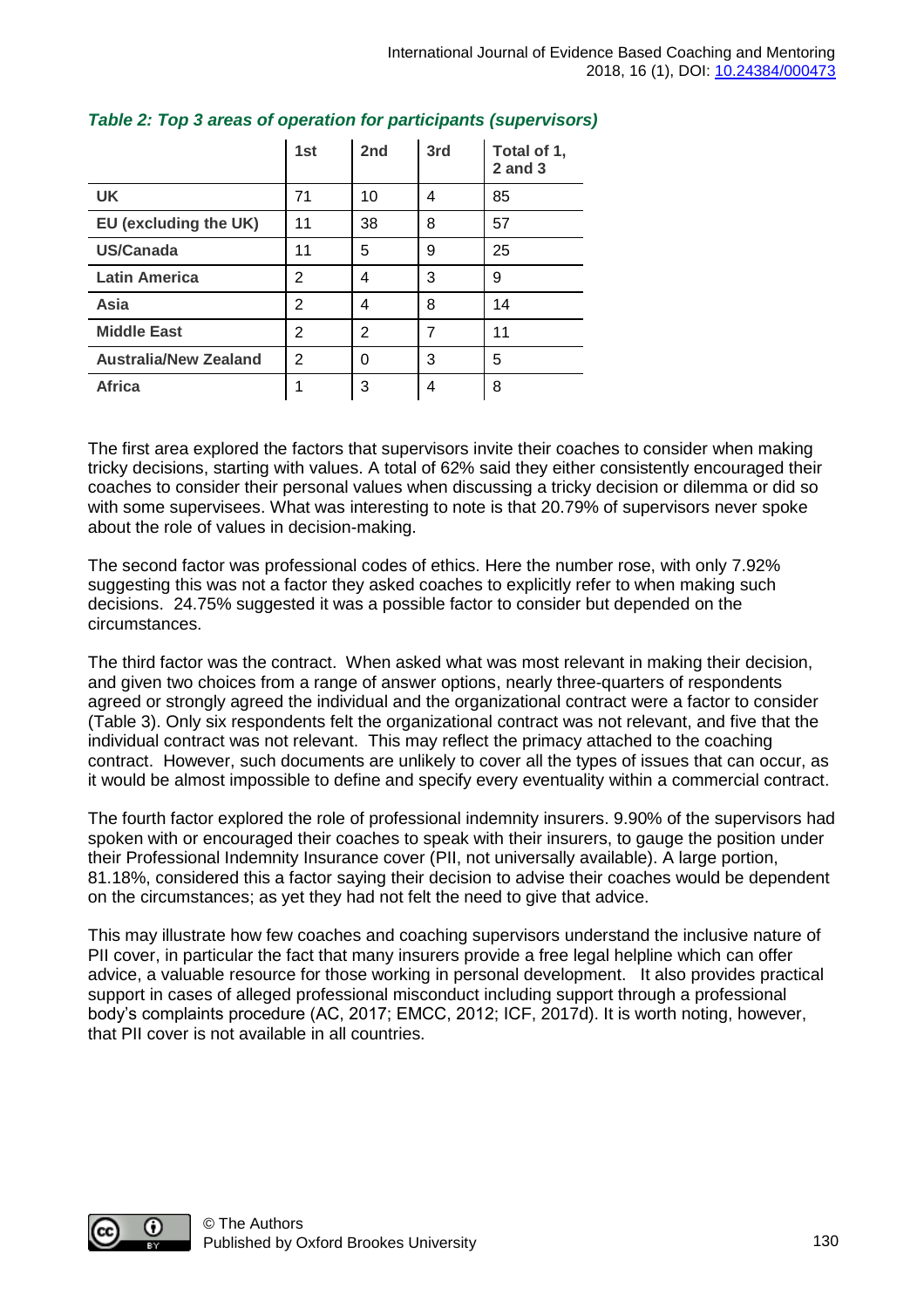*Table 2: Top 3 areas of operation for participants (supervisors)*

| | 1st | 2nd | 3rd | Total of 1, 2 and 3 |
|---|---|---|---|---|
| **UK** | 71 | 10 | 4 | 85 |
| **EU (excluding the UK)** | 11 | 38 | 8 | 57 |
| **US/Canada** | 11 | 5 | 9 | 25 |
| **Latin America** | 2 | 4 | 3 | 9 |
| **Asia** | 2 | 4 | 8 | 14 |
| **Middle East** | 2 | 2 | 7 | 11 |
| **Australia/New Zealand** | 2 | 0 | 3 | 5 |
| **Africa** | 1 | 3 | 4 | 8 |

The first area explored the factors that supervisors invite their coaches to consider when making tricky decisions, starting with values. A total of 62% said they either consistently encouraged their coaches to consider their personal values when discussing a tricky decision or dilemma or did so with some supervisees. What was interesting to note is that 20.79% of supervisors never spoke about the role of values in decision-making.

The second factor was professional codes of ethics. Here the number rose, with only 7.92% suggesting this was not a factor they asked coaches to explicitly refer to when making such decisions. 24.75% suggested it was a possible factor to consider but depended on the circumstances.

The third factor was the contract. When asked what was most relevant in making their decision, and given two choices from a range of answer options, nearly three-quarters of respondents agreed or strongly agreed the individual and the organizational contract were a factor to consider (Table 3). Only six respondents felt the organizational contract was not relevant, and five that the individual contract was not relevant. This may reflect the primacy attached to the coaching contract. However, such documents are unlikely to cover all the types of issues that can occur, as it would be almost impossible to define and specify every eventuality within a commercial contract.

The fourth factor explored the role of professional indemnity insurers. 9.90% of the supervisors had spoken with or encouraged their coaches to speak with their insurers, to gauge the position under their Professional Indemnity Insurance cover (PII, not universally available). A large portion, 81.18%, considered this a factor saying their decision to advise their coaches would be dependent on the circumstances; as yet they had not felt the need to give that advice.

This may illustrate how few coaches and coaching supervisors understand the inclusive nature of PII cover, in particular the fact that many insurers provide a free legal helpline which can offer advice, a valuable resource for those working in personal development. It also provides practical support in cases of alleged professional misconduct including support through a professional body's complaints procedure (AC, 2017; EMCC, 2012; ICF, 2017d). It is worth noting, however, that PII cover is not available in all countries.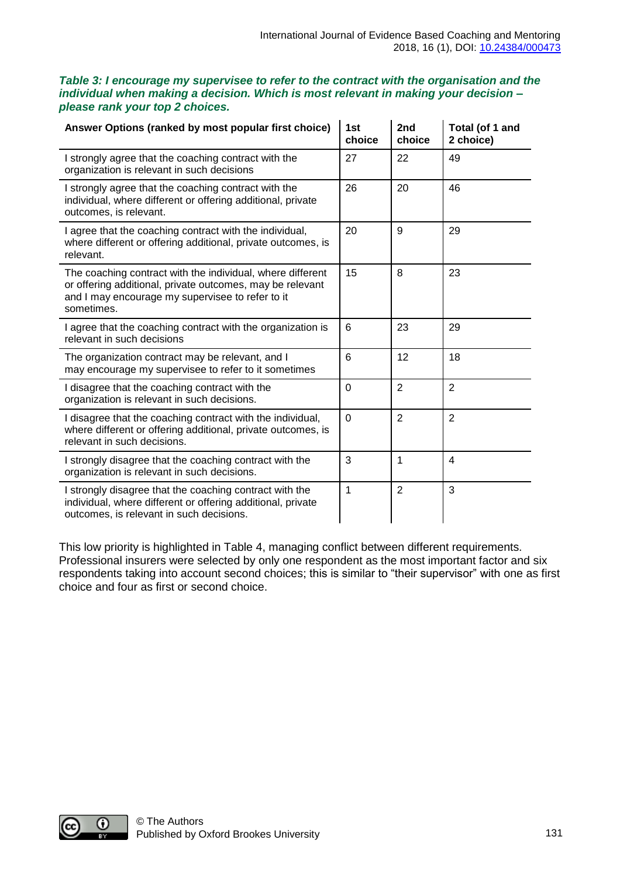*Table 3: I encourage my supervisee to refer to the contract with the organisation and the individual when making a decision. Which is most relevant in making your decision – please rank your top 2 choices.*

| Answer Options (ranked by most popular first choice) | 1st choice | 2nd choice | Total (of 1 and 2 choice) |
|---|---|---|---|
| I strongly agree that the coaching contract with the organization is relevant in such decisions | 27 | 22 | 49 |
| I strongly agree that the coaching contract with the individual, where different or offering additional, private outcomes, is relevant. | 26 | 20 | 46 |
| I agree that the coaching contract with the individual, where different or offering additional, private outcomes, is relevant. | 20 | 9 | 29 |
| The coaching contract with the individual, where different or offering additional, private outcomes, may be relevant and I may encourage my supervisee to refer to it sometimes. | 15 | 8 | 23 |
| I agree that the coaching contract with the organization is relevant in such decisions | 6 | 23 | 29 |
| The organization contract may be relevant, and I may encourage my supervisee to refer to it sometimes | 6 | 12 | 18 |
| I disagree that the coaching contract with the organization is relevant in such decisions. | 0 | 2 | 2 |
| I disagree that the coaching contract with the individual, where different or offering additional, private outcomes, is relevant in such decisions. | 0 | 2 | 2 |
| I strongly disagree that the coaching contract with the organization is relevant in such decisions. | 3 | 1 | 4 |
| I strongly disagree that the coaching contract with the individual, where different or offering additional, private outcomes, is relevant in such decisions. | 1 | 2 | 3 |

This low priority is highlighted in Table 4, managing conflict between different requirements. Professional insurers were selected by only one respondent as the most important factor and six respondents taking into account second choices; this is similar to "their supervisor" with one as first choice and four as first or second choice.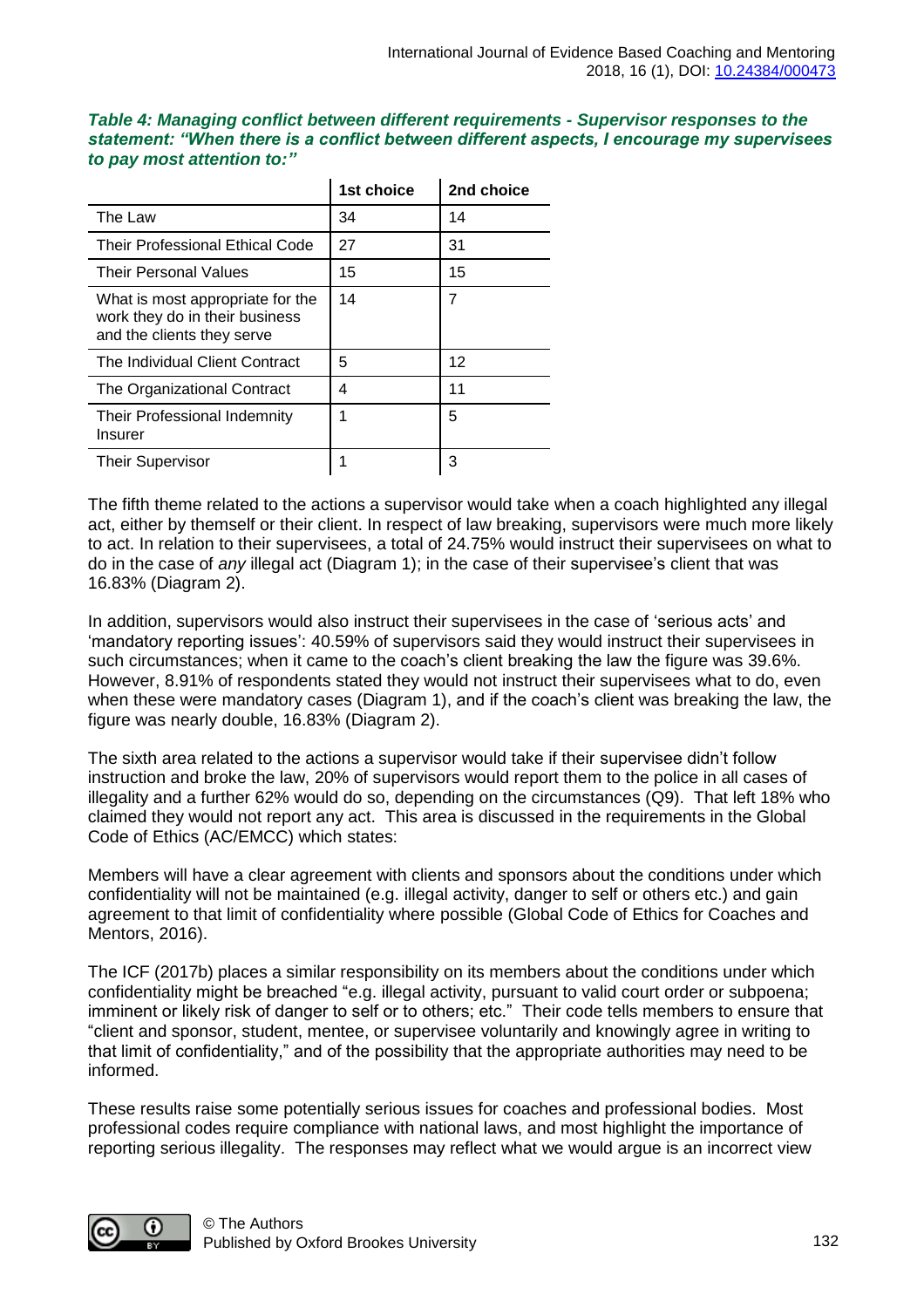***Table 4: Managing conflict between different requirements - Supervisor responses to the statement: "When there is a conflict between different aspects, I encourage my supervisees to pay most attention to:"***

| | 1st choice | 2nd choice |
|---|---|---|
| The Law | 34 | 14 |
| Their Professional Ethical Code | 27 | 31 |
| Their Personal Values | 15 | 15 |
| What is most appropriate for the work they do in their business and the clients they serve | 14 | 7 |
| The Individual Client Contract | 5 | 12 |
| The Organizational Contract | 4 | 11 |
| Their Professional Indemnity Insurer | 1 | 5 |
| Their Supervisor | 1 | 3 |

The fifth theme related to the actions a supervisor would take when a coach highlighted any illegal act, either by themself or their client. In respect of law breaking, supervisors were much more likely to act. In relation to their supervisees, a total of 24.75% would instruct their supervisees on what to do in the case of *any* illegal act (Diagram 1); in the case of their supervisee's client that was 16.83% (Diagram 2).

In addition, supervisors would also instruct their supervisees in the case of 'serious acts' and 'mandatory reporting issues': 40.59% of supervisors said they would instruct their supervisees in such circumstances; when it came to the coach's client breaking the law the figure was 39.6%. However, 8.91% of respondents stated they would not instruct their supervisees what to do, even when these were mandatory cases (Diagram 1), and if the coach's client was breaking the law, the figure was nearly double, 16.83% (Diagram 2).

The sixth area related to the actions a supervisor would take if their supervisee didn't follow instruction and broke the law, 20% of supervisors would report them to the police in all cases of illegality and a further 62% would do so, depending on the circumstances (Q9). That left 18% who claimed they would not report any act. This area is discussed in the requirements in the Global Code of Ethics (AC/EMCC) which states:

Members will have a clear agreement with clients and sponsors about the conditions under which confidentiality will not be maintained (e.g. illegal activity, danger to self or others etc.) and gain agreement to that limit of confidentiality where possible (Global Code of Ethics for Coaches and Mentors, 2016).

The ICF (2017b) places a similar responsibility on its members about the conditions under which confidentiality might be breached "e.g. illegal activity, pursuant to valid court order or subpoena; imminent or likely risk of danger to self or to others; etc." Their code tells members to ensure that "client and sponsor, student, mentee, or supervisee voluntarily and knowingly agree in writing to that limit of confidentiality," and of the possibility that the appropriate authorities may need to be informed.

These results raise some potentially serious issues for coaches and professional bodies. Most professional codes require compliance with national laws, and most highlight the importance of reporting serious illegality. The responses may reflect what we would argue is an incorrect view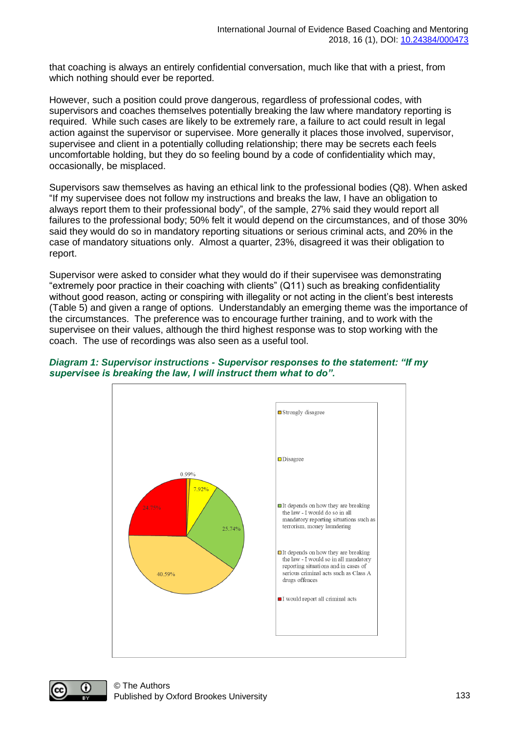that coaching is always an entirely confidential conversation, much like that with a priest, from which nothing should ever be reported.

However, such a position could prove dangerous, regardless of professional codes, with supervisors and coaches themselves potentially breaking the law where mandatory reporting is required. While such cases are likely to be extremely rare, a failure to act could result in legal action against the supervisor or supervisee. More generally it places those involved, supervisor, supervisee and client in a potentially colluding relationship; there may be secrets each feels uncomfortable holding, but they do so feeling bound by a code of confidentiality which may, occasionally, be misplaced.

Supervisors saw themselves as having an ethical link to the professional bodies (Q8). When asked "If my supervisee does not follow my instructions and breaks the law, I have an obligation to always report them to their professional body", of the sample, 27% said they would report all failures to the professional body; 50% felt it would depend on the circumstances, and of those 30% said they would do so in mandatory reporting situations or serious criminal acts, and 20% in the case of mandatory situations only. Almost a quarter, 23%, disagreed it was their obligation to report.

Supervisor were asked to consider what they would do if their supervisee was demonstrating "extremely poor practice in their coaching with clients" (Q11) such as breaking confidentiality without good reason, acting or conspiring with illegality or not acting in the client's best interests (Table 5) and given a range of options. Understandably an emerging theme was the importance of the circumstances. The preference was to encourage further training, and to work with the supervisee on their values, although the third highest response was to stop working with the coach. The use of recordings was also seen as a useful tool.

***Diagram 1: Supervisor instructions - Supervisor responses to the statement: "If my supervisee is breaking the law, I will instruct them what to do".***

| Response | Percentage |
|---|---|
| Strongly disagree | 0.99% |
| Disagree | 7.92% |
| It depends on how they are breaking the law - I would do so in all mandatory reporting situations such as terrorism, money laundering | 25.74% |
| It depends on how they are breaking the law - I would so in all mandatory reporting situations and in cases of serious criminal acts such as Class A drugs offences | 40.59% |
| I would report all criminal acts | 24.75% |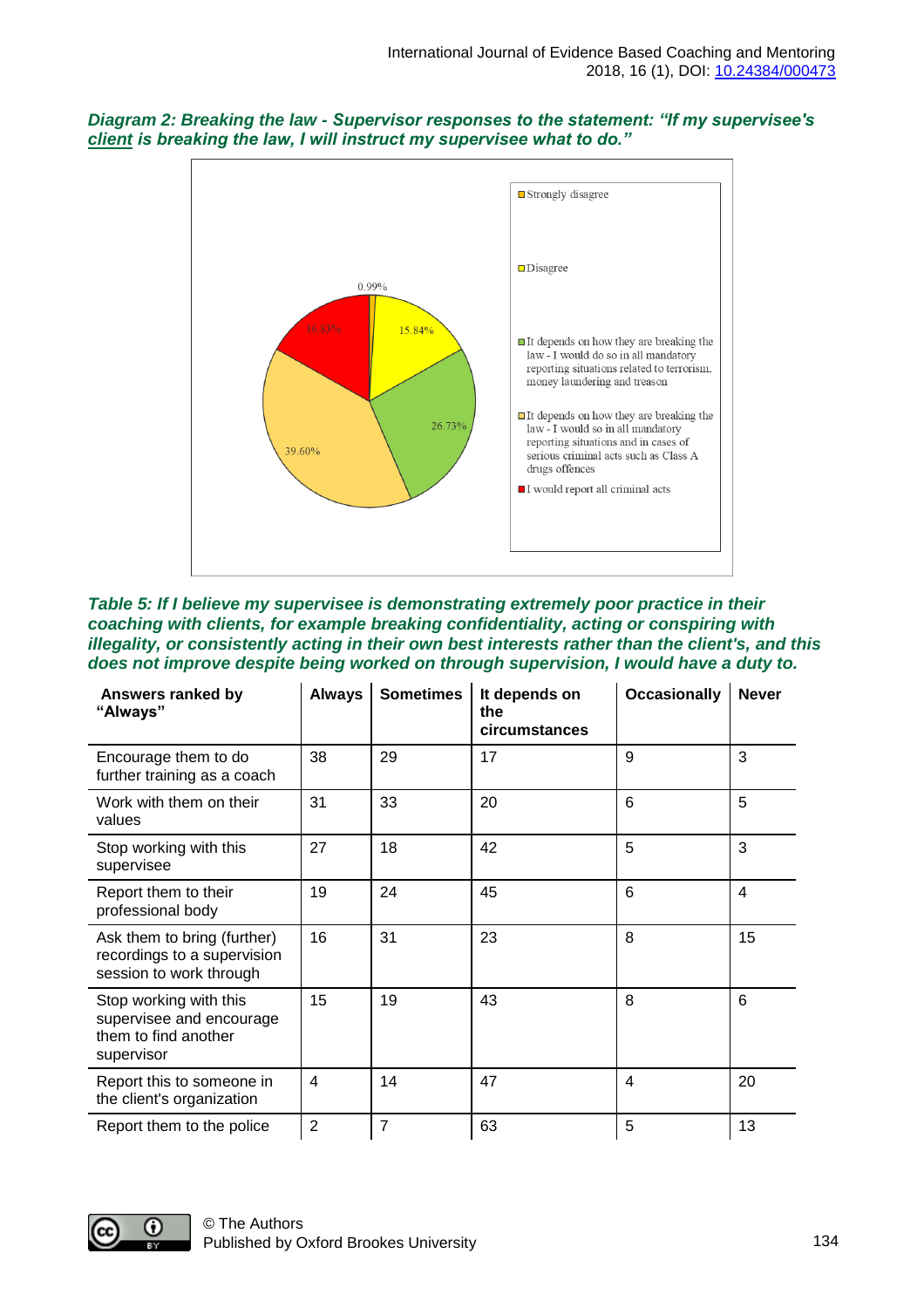***Diagram 2: Breaking the law - Supervisor responses to the statement: "If my supervisee's <u>client</u> is breaking the law, I will instruct my supervisee what to do."***

0.99%

15.84%

26.73%

39.60%

16.83%

- Strongly disagree
- Disagree
- It depends on how they are breaking the law - I would do so in all mandatory reporting situations related to terrorism, money laundering and treason
- It depends on how they are breaking the law - I would so in all mandatory reporting situations and in cases of serious criminal acts such as Class A drugs offences
- I would report all criminal acts

***Table 5: If I believe my supervisee is demonstrating extremely poor practice in their coaching with clients, for example breaking confidentiality, acting or conspiring with illegality, or consistently acting in their own best interests rather than the client's, and this does not improve despite being worked on through supervision, I would have a duty to.***

| Answers ranked by "Always" | Always | Sometimes | It depends on the circumstances | Occasionally | Never |
|---|---|---|---|---|---|
| Encourage them to do further training as a coach | 38 | 29 | 17 | 9 | 3 |
| Work with them on their values | 31 | 33 | 20 | 6 | 5 |
| Stop working with this supervisee | 27 | 18 | 42 | 5 | 3 |
| Report them to their professional body | 19 | 24 | 45 | 6 | 4 |
| Ask them to bring (further) recordings to a supervision session to work through | 16 | 31 | 23 | 8 | 15 |
| Stop working with this supervisee and encourage them to find another supervisor | 15 | 19 | 43 | 8 | 6 |
| Report this to someone in the client's organization | 4 | 14 | 47 | 4 | 20 |
| Report them to the police | 2 | 7 | 63 | 5 | 13 |

© The Authors
Published by Oxford Brookes University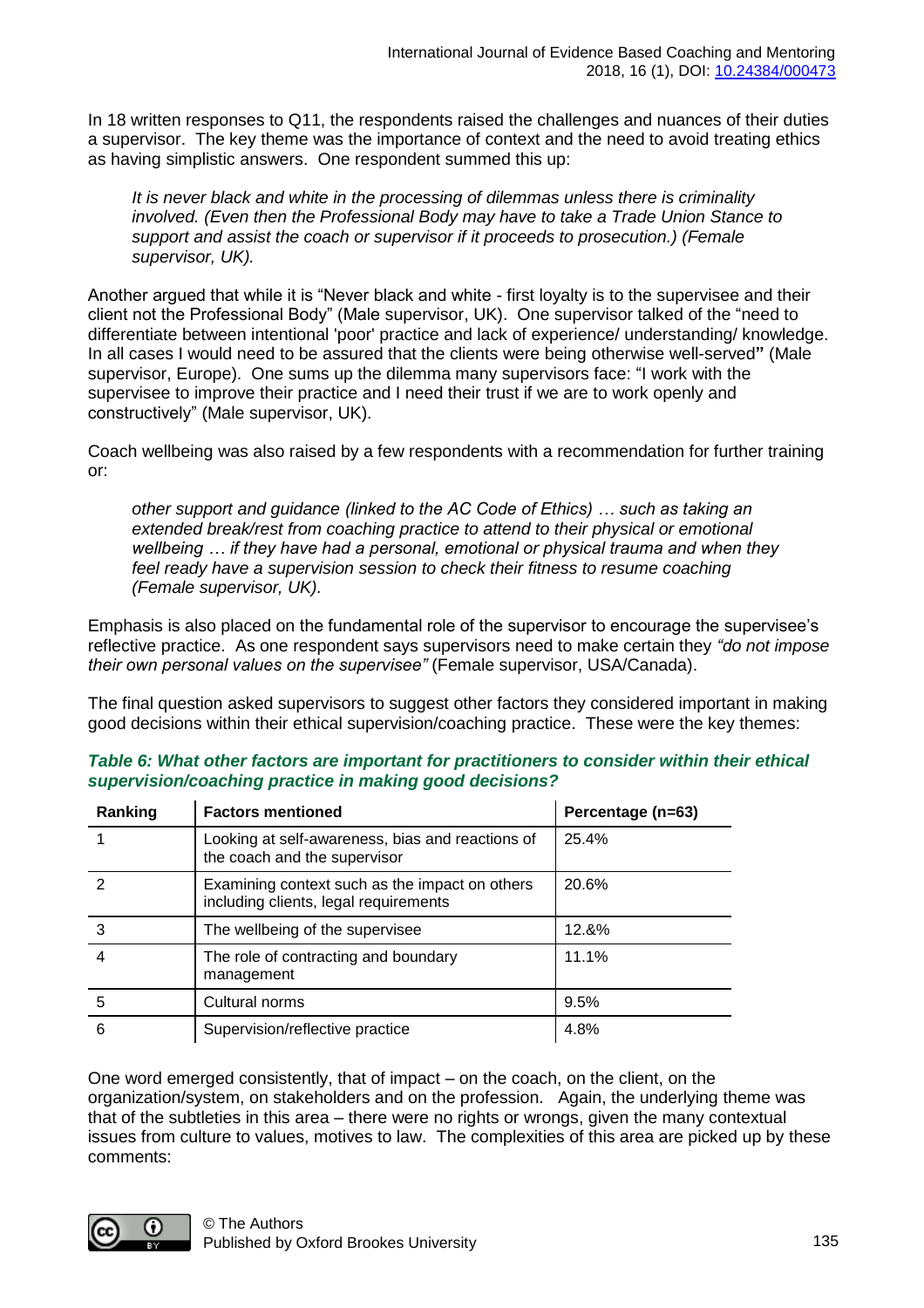In 18 written responses to Q11, the respondents raised the challenges and nuances of their duties a supervisor. The key theme was the importance of context and the need to avoid treating ethics as having simplistic answers. One respondent summed this up:

> *It is never black and white in the processing of dilemmas unless there is criminality involved. (Even then the Professional Body may have to take a Trade Union Stance to support and assist the coach or supervisor if it proceeds to prosecution.) (Female supervisor, UK).*

Another argued that while it is "Never black and white - first loyalty is to the supervisee and their client not the Professional Body" (Male supervisor, UK). One supervisor talked of the "need to differentiate between intentional 'poor' practice and lack of experience/ understanding/ knowledge. In all cases I would need to be assured that the clients were being otherwise well-served**"** (Male supervisor, Europe). One sums up the dilemma many supervisors face: "I work with the supervisee to improve their practice and I need their trust if we are to work openly and constructively" (Male supervisor, UK).

Coach wellbeing was also raised by a few respondents with a recommendation for further training or:

> *other support and guidance (linked to the AC Code of Ethics) … such as taking an extended break/rest from coaching practice to attend to their physical or emotional wellbeing … if they have had a personal, emotional or physical trauma and when they feel ready have a supervision session to check their fitness to resume coaching (Female supervisor, UK).*

Emphasis is also placed on the fundamental role of the supervisor to encourage the supervisee's reflective practice. As one respondent says supervisors need to make certain they *"do not impose their own personal values on the supervisee"* (Female supervisor, USA/Canada).

The final question asked supervisors to suggest other factors they considered important in making good decisions within their ethical supervision/coaching practice. These were the key themes:

***Table 6: What other factors are important for practitioners to consider within their ethical supervision/coaching practice in making good decisions?***

| Ranking | Factors mentioned | Percentage (n=63) |
|---|---|---|
| 1 | Looking at self-awareness, bias and reactions of the coach and the supervisor | 25.4% |
| 2 | Examining context such as the impact on others including clients, legal requirements | 20.6% |
| 3 | The wellbeing of the supervisee | 12.&% |
| 4 | The role of contracting and boundary management | 11.1% |
| 5 | Cultural norms | 9.5% |
| 6 | Supervision/reflective practice | 4.8% |

One word emerged consistently, that of impact – on the coach, on the client, on the organization/system, on stakeholders and on the profession. Again, the underlying theme was that of the subtleties in this area – there were no rights or wrongs, given the many contextual issues from culture to values, motives to law. The complexities of this area are picked up by these comments: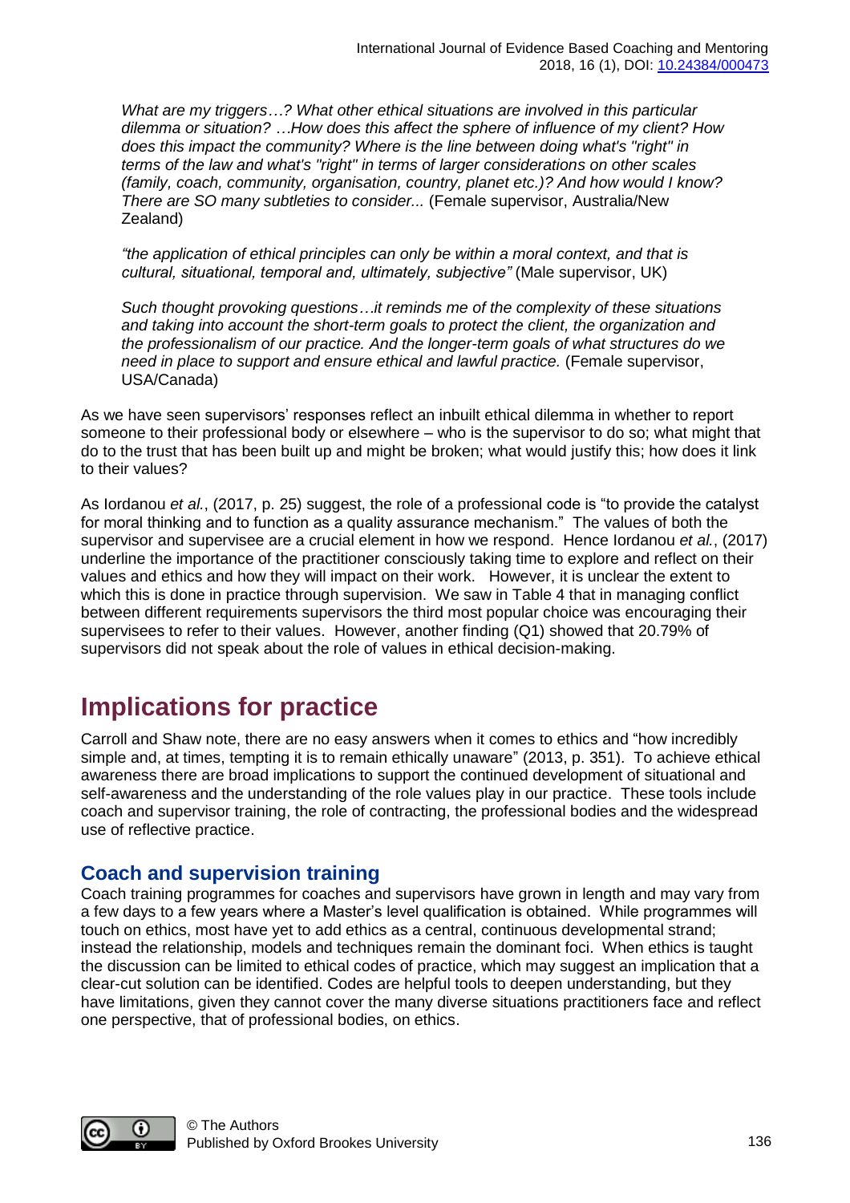*What are my triggers…? What other ethical situations are involved in this particular dilemma or situation? …How does this affect the sphere of influence of my client? How does this impact the community? Where is the line between doing what's "right" in terms of the law and what's "right" in terms of larger considerations on other scales (family, coach, community, organisation, country, planet etc.)? And how would I know? There are SO many subtleties to consider...* (Female supervisor, Australia/New Zealand)

*"the application of ethical principles can only be within a moral context, and that is cultural, situational, temporal and, ultimately, subjective"* (Male supervisor, UK)

*Such thought provoking questions…it reminds me of the complexity of these situations and taking into account the short-term goals to protect the client, the organization and the professionalism of our practice. And the longer-term goals of what structures do we need in place to support and ensure ethical and lawful practice.* (Female supervisor, USA/Canada)

As we have seen supervisors' responses reflect an inbuilt ethical dilemma in whether to report someone to their professional body or elsewhere – who is the supervisor to do so; what might that do to the trust that has been built up and might be broken; what would justify this; how does it link to their values?

As Iordanou *et al.*, (2017, p. 25) suggest, the role of a professional code is "to provide the catalyst for moral thinking and to function as a quality assurance mechanism." The values of both the supervisor and supervisee are a crucial element in how we respond. Hence Iordanou *et al.*, (2017) underline the importance of the practitioner consciously taking time to explore and reflect on their values and ethics and how they will impact on their work. However, it is unclear the extent to which this is done in practice through supervision. We saw in Table 4 that in managing conflict between different requirements supervisors the third most popular choice was encouraging their supervisees to refer to their values. However, another finding (Q1) showed that 20.79% of supervisors did not speak about the role of values in ethical decision-making.

# Implications for practice

Carroll and Shaw note, there are no easy answers when it comes to ethics and "how incredibly simple and, at times, tempting it is to remain ethically unaware" (2013, p. 351). To achieve ethical awareness there are broad implications to support the continued development of situational and self-awareness and the understanding of the role values play in our practice. These tools include coach and supervisor training, the role of contracting, the professional bodies and the widespread use of reflective practice.

## Coach and supervision training

Coach training programmes for coaches and supervisors have grown in length and may vary from a few days to a few years where a Master's level qualification is obtained. While programmes will touch on ethics, most have yet to add ethics as a central, continuous developmental strand; instead the relationship, models and techniques remain the dominant foci. When ethics is taught the discussion can be limited to ethical codes of practice, which may suggest an implication that a clear-cut solution can be identified. Codes are helpful tools to deepen understanding, but they have limitations, given they cannot cover the many diverse situations practitioners face and reflect one perspective, that of professional bodies, on ethics.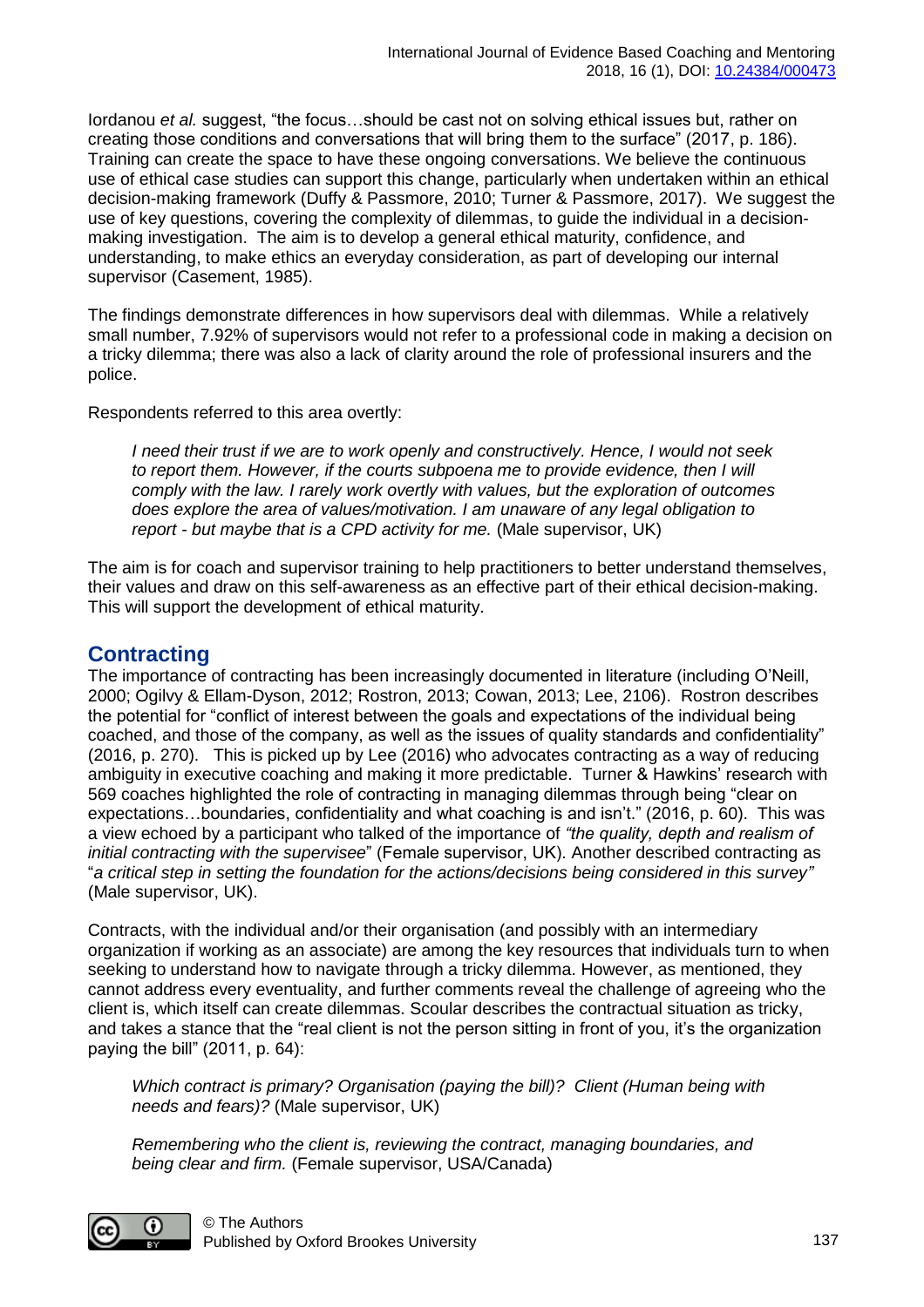Iordanou *et al.* suggest, "the focus…should be cast not on solving ethical issues but, rather on creating those conditions and conversations that will bring them to the surface" (2017, p. 186). Training can create the space to have these ongoing conversations. We believe the continuous use of ethical case studies can support this change, particularly when undertaken within an ethical decision-making framework (Duffy & Passmore, 2010; Turner & Passmore, 2017). We suggest the use of key questions, covering the complexity of dilemmas, to guide the individual in a decision-making investigation. The aim is to develop a general ethical maturity, confidence, and understanding, to make ethics an everyday consideration, as part of developing our internal supervisor (Casement, 1985).

The findings demonstrate differences in how supervisors deal with dilemmas. While a relatively small number, 7.92% of supervisors would not refer to a professional code in making a decision on a tricky dilemma; there was also a lack of clarity around the role of professional insurers and the police.

Respondents referred to this area overtly:

> *I need their trust if we are to work openly and constructively. Hence, I would not seek to report them. However, if the courts subpoena me to provide evidence, then I will comply with the law. I rarely work overtly with values, but the exploration of outcomes does explore the area of values/motivation. I am unaware of any legal obligation to report - but maybe that is a CPD activity for me.* (Male supervisor, UK)

The aim is for coach and supervisor training to help practitioners to better understand themselves, their values and draw on this self-awareness as an effective part of their ethical decision-making. This will support the development of ethical maturity.

## Contracting

The importance of contracting has been increasingly documented in literature (including O'Neill, 2000; Ogilvy & Ellam-Dyson, 2012; Rostron, 2013; Cowan, 2013; Lee, 2106). Rostron describes the potential for "conflict of interest between the goals and expectations of the individual being coached, and those of the company, as well as the issues of quality standards and confidentiality" (2016, p. 270). This is picked up by Lee (2016) who advocates contracting as a way of reducing ambiguity in executive coaching and making it more predictable. Turner & Hawkins' research with 569 coaches highlighted the role of contracting in managing dilemmas through being "clear on expectations…boundaries, confidentiality and what coaching is and isn't." (2016, p. 60). This was a view echoed by a participant who talked of the importance of *"the quality, depth and realism of initial contracting with the supervisee*" (Female supervisor, UK). Another described contracting as "*a critical step in setting the foundation for the actions/decisions being considered in this survey"* (Male supervisor, UK).

Contracts, with the individual and/or their organisation (and possibly with an intermediary organization if working as an associate) are among the key resources that individuals turn to when seeking to understand how to navigate through a tricky dilemma. However, as mentioned, they cannot address every eventuality, and further comments reveal the challenge of agreeing who the client is, which itself can create dilemmas. Scoular describes the contractual situation as tricky, and takes a stance that the "real client is not the person sitting in front of you, it's the organization paying the bill" (2011, p. 64):

> *Which contract is primary? Organisation (paying the bill)? Client (Human being with needs and fears)?* (Male supervisor, UK)

> *Remembering who the client is, reviewing the contract, managing boundaries, and being clear and firm.* (Female supervisor, USA/Canada)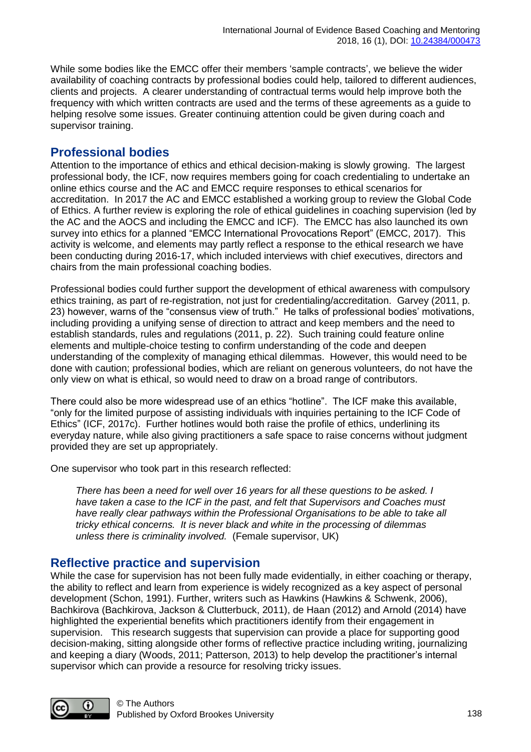While some bodies like the EMCC offer their members 'sample contracts', we believe the wider availability of coaching contracts by professional bodies could help, tailored to different audiences, clients and projects. A clearer understanding of contractual terms would help improve both the frequency with which written contracts are used and the terms of these agreements as a guide to helping resolve some issues. Greater continuing attention could be given during coach and supervisor training.

## Professional bodies

Attention to the importance of ethics and ethical decision-making is slowly growing. The largest professional body, the ICF, now requires members going for coach credentialing to undertake an online ethics course and the AC and EMCC require responses to ethical scenarios for accreditation. In 2017 the AC and EMCC established a working group to review the Global Code of Ethics. A further review is exploring the role of ethical guidelines in coaching supervision (led by the AC and the AOCS and including the EMCC and ICF). The EMCC has also launched its own survey into ethics for a planned "EMCC International Provocations Report" (EMCC, 2017). This activity is welcome, and elements may partly reflect a response to the ethical research we have been conducting during 2016-17, which included interviews with chief executives, directors and chairs from the main professional coaching bodies.

Professional bodies could further support the development of ethical awareness with compulsory ethics training, as part of re-registration, not just for credentialing/accreditation. Garvey (2011, p. 23) however, warns of the "consensus view of truth." He talks of professional bodies' motivations, including providing a unifying sense of direction to attract and keep members and the need to establish standards, rules and regulations (2011, p. 22). Such training could feature online elements and multiple-choice testing to confirm understanding of the code and deepen understanding of the complexity of managing ethical dilemmas. However, this would need to be done with caution; professional bodies, which are reliant on generous volunteers, do not have the only view on what is ethical, so would need to draw on a broad range of contributors.

There could also be more widespread use of an ethics "hotline". The ICF make this available, "only for the limited purpose of assisting individuals with inquiries pertaining to the ICF Code of Ethics" (ICF, 2017c). Further hotlines would both raise the profile of ethics, underlining its everyday nature, while also giving practitioners a safe space to raise concerns without judgment provided they are set up appropriately.

One supervisor who took part in this research reflected:

> *There has been a need for well over 16 years for all these questions to be asked. I have taken a case to the ICF in the past, and felt that Supervisors and Coaches must have really clear pathways within the Professional Organisations to be able to take all tricky ethical concerns. It is never black and white in the processing of dilemmas unless there is criminality involved.* (Female supervisor, UK)

## Reflective practice and supervision

While the case for supervision has not been fully made evidentially, in either coaching or therapy, the ability to reflect and learn from experience is widely recognized as a key aspect of personal development (Schon, 1991). Further, writers such as Hawkins (Hawkins & Schwenk, 2006), Bachkirova (Bachkirova, Jackson & Clutterbuck, 2011), de Haan (2012) and Arnold (2014) have highlighted the experiential benefits which practitioners identify from their engagement in supervision. This research suggests that supervision can provide a place for supporting good decision-making, sitting alongside other forms of reflective practice including writing, journalizing and keeping a diary (Woods, 2011; Patterson, 2013) to help develop the practitioner's internal supervisor which can provide a resource for resolving tricky issues.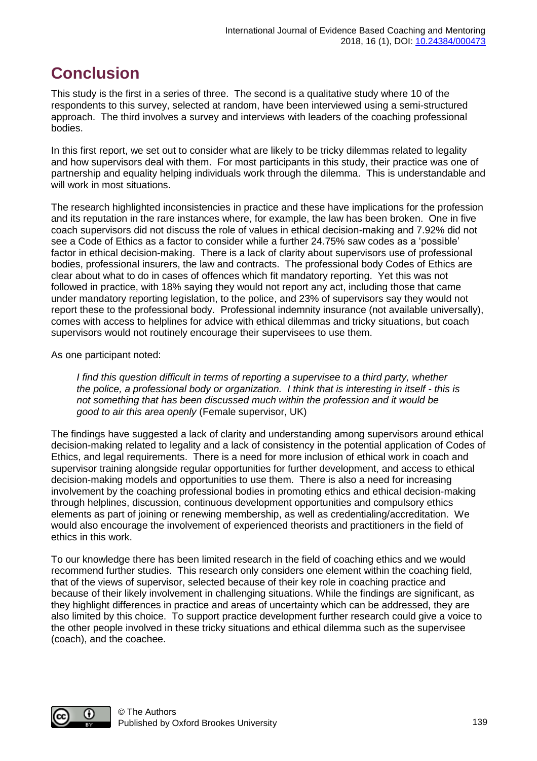## Conclusion

This study is the first in a series of three. The second is a qualitative study where 10 of the respondents to this survey, selected at random, have been interviewed using a semi-structured approach. The third involves a survey and interviews with leaders of the coaching professional bodies.

In this first report, we set out to consider what are likely to be tricky dilemmas related to legality and how supervisors deal with them. For most participants in this study, their practice was one of partnership and equality helping individuals work through the dilemma. This is understandable and will work in most situations.

The research highlighted inconsistencies in practice and these have implications for the profession and its reputation in the rare instances where, for example, the law has been broken. One in five coach supervisors did not discuss the role of values in ethical decision-making and 7.92% did not see a Code of Ethics as a factor to consider while a further 24.75% saw codes as a 'possible' factor in ethical decision-making. There is a lack of clarity about supervisors use of professional bodies, professional insurers, the law and contracts. The professional body Codes of Ethics are clear about what to do in cases of offences which fit mandatory reporting. Yet this was not followed in practice, with 18% saying they would not report any act, including those that came under mandatory reporting legislation, to the police, and 23% of supervisors say they would not report these to the professional body. Professional indemnity insurance (not available universally), comes with access to helplines for advice with ethical dilemmas and tricky situations, but coach supervisors would not routinely encourage their supervisees to use them.

As one participant noted:

> *I find this question difficult in terms of reporting a supervisee to a third party, whether the police, a professional body or organization. I think that is interesting in itself - this is not something that has been discussed much within the profession and it would be good to air this area openly* (Female supervisor, UK)

The findings have suggested a lack of clarity and understanding among supervisors around ethical decision-making related to legality and a lack of consistency in the potential application of Codes of Ethics, and legal requirements. There is a need for more inclusion of ethical work in coach and supervisor training alongside regular opportunities for further development, and access to ethical decision-making models and opportunities to use them. There is also a need for increasing involvement by the coaching professional bodies in promoting ethics and ethical decision-making through helplines, discussion, continuous development opportunities and compulsory ethics elements as part of joining or renewing membership, as well as credentialing/accreditation. We would also encourage the involvement of experienced theorists and practitioners in the field of ethics in this work.

To our knowledge there has been limited research in the field of coaching ethics and we would recommend further studies. This research only considers one element within the coaching field, that of the views of supervisor, selected because of their key role in coaching practice and because of their likely involvement in challenging situations. While the findings are significant, as they highlight differences in practice and areas of uncertainty which can be addressed, they are also limited by this choice. To support practice development further research could give a voice to the other people involved in these tricky situations and ethical dilemma such as the supervisee (coach), and the coachee.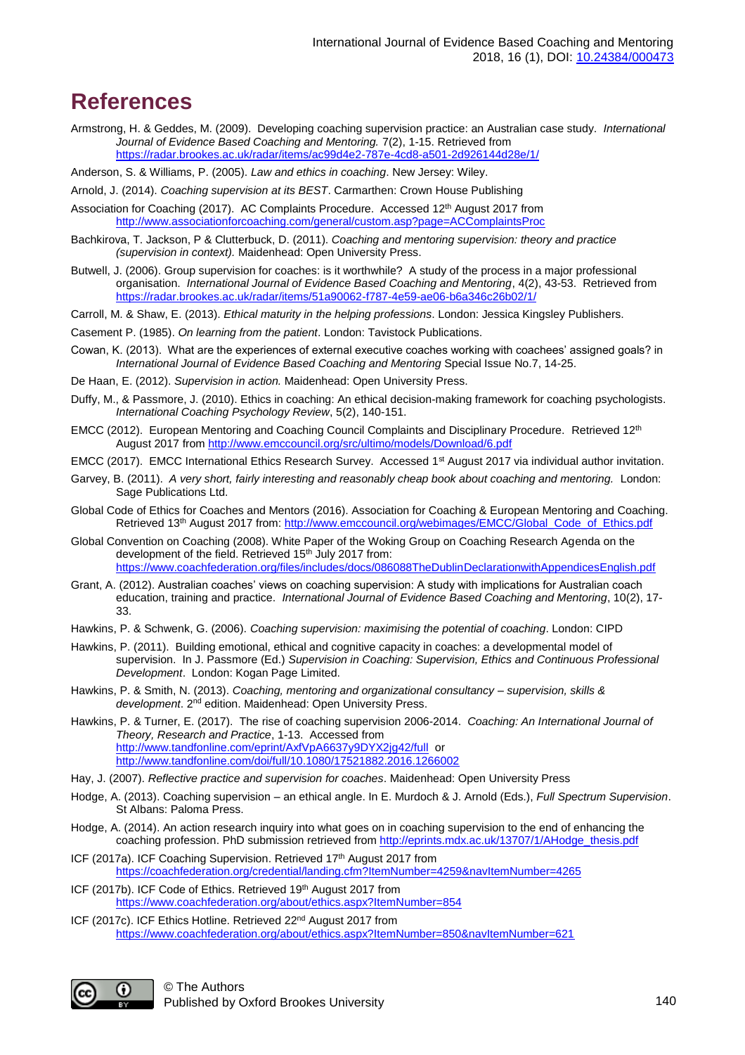# References

Armstrong, H. & Geddes, M. (2009). Developing coaching supervision practice: an Australian case study. *International Journal of Evidence Based Coaching and Mentoring.* 7(2), 1-15. Retrieved from https://radar.brookes.ac.uk/radar/items/ac99d4e2-787e-4cd8-a501-2d926144d28e/1/

Anderson, S. & Williams, P. (2005). *Law and ethics in coaching*. New Jersey: Wiley.

Arnold, J. (2014). *Coaching supervision at its BEST*. Carmarthen: Crown House Publishing

Association for Coaching (2017). AC Complaints Procedure. Accessed 12th August 2017 from http://www.associationforcoaching.com/general/custom.asp?page=ACComplaintsProc

Bachkirova, T. Jackson, P & Clutterbuck, D. (2011). *Coaching and mentoring supervision: theory and practice (supervision in context).* Maidenhead: Open University Press.

Butwell, J. (2006). Group supervision for coaches: is it worthwhile? A study of the process in a major professional organisation. *International Journal of Evidence Based Coaching and Mentoring*, 4(2), 43-53. Retrieved from https://radar.brookes.ac.uk/radar/items/51a90062-f787-4e59-ae06-b6a346c26b02/1/

Carroll, M. & Shaw, E. (2013). *Ethical maturity in the helping professions*. London: Jessica Kingsley Publishers.

Casement P. (1985). *On learning from the patient*. London: Tavistock Publications.

Cowan, K. (2013). What are the experiences of external executive coaches working with coachees' assigned goals? in *International Journal of Evidence Based Coaching and Mentoring* Special Issue No.7, 14-25.

De Haan, E. (2012). *Supervision in action.* Maidenhead: Open University Press.

Duffy, M., & Passmore, J. (2010). Ethics in coaching: An ethical decision-making framework for coaching psychologists. *International Coaching Psychology Review*, 5(2), 140-151.

EMCC (2012). European Mentoring and Coaching Council Complaints and Disciplinary Procedure. Retrieved 12th August 2017 from http://www.emccouncil.org/src/ultimo/models/Download/6.pdf

EMCC (2017). EMCC International Ethics Research Survey. Accessed 1st August 2017 via individual author invitation.

Garvey, B. (2011). *A very short, fairly interesting and reasonably cheap book about coaching and mentoring.* London: Sage Publications Ltd.

Global Code of Ethics for Coaches and Mentors (2016). Association for Coaching & European Mentoring and Coaching. Retrieved 13th August 2017 from: http://www.emccouncil.org/webimages/EMCC/Global_Code_of_Ethics.pdf

Global Convention on Coaching (2008). White Paper of the Woking Group on Coaching Research Agenda on the development of the field. Retrieved 15th July 2017 from: https://www.coachfederation.org/files/includes/docs/086088TheDublinDeclarationwithAppendicesEnglish.pdf

Grant, A. (2012). Australian coaches' views on coaching supervision: A study with implications for Australian coach education, training and practice. *International Journal of Evidence Based Coaching and Mentoring*, 10(2), 17-33.

Hawkins, P. & Schwenk, G. (2006). *Coaching supervision: maximising the potential of coaching*. London: CIPD

Hawkins, P. (2011). Building emotional, ethical and cognitive capacity in coaches: a developmental model of supervision. In J. Passmore (Ed.) *Supervision in Coaching: Supervision, Ethics and Continuous Professional Development*. London: Kogan Page Limited.

Hawkins, P. & Smith, N. (2013). *Coaching, mentoring and organizational consultancy – supervision, skills & development*. 2nd edition. Maidenhead: Open University Press.

Hawkins, P. & Turner, E. (2017). The rise of coaching supervision 2006-2014. *Coaching: An International Journal of Theory, Research and Practice*, 1-13. Accessed from http://www.tandfonline.com/eprint/AxfVpA6637y9DYX2jg42/full or http://www.tandfonline.com/doi/full/10.1080/17521882.2016.1266002

Hay, J. (2007). *Reflective practice and supervision for coaches*. Maidenhead: Open University Press

Hodge, A. (2013). Coaching supervision – an ethical angle. In E. Murdoch & J. Arnold (Eds.), *Full Spectrum Supervision*. St Albans: Paloma Press.

Hodge, A. (2014). An action research inquiry into what goes on in coaching supervision to the end of enhancing the coaching profession. PhD submission retrieved from http://eprints.mdx.ac.uk/13707/1/AHodge_thesis.pdf

ICF (2017a). ICF Coaching Supervision. Retrieved 17th August 2017 from https://coachfederation.org/credential/landing.cfm?ItemNumber=4259&navItemNumber=4265

ICF (2017b). ICF Code of Ethics. Retrieved 19th August 2017 from https://www.coachfederation.org/about/ethics.aspx?ItemNumber=854

ICF (2017c). ICF Ethics Hotline. Retrieved 22nd August 2017 from https://www.coachfederation.org/about/ethics.aspx?ItemNumber=850&navItemNumber=621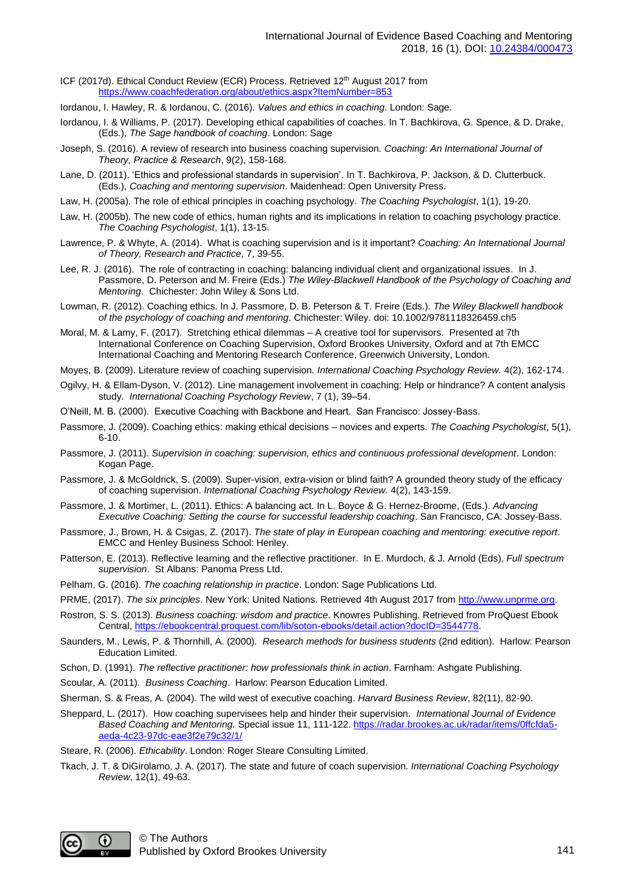ICF (2017d). Ethical Conduct Review (ECR) Process. Retrieved 12th August 2017 from https://www.coachfederation.org/about/ethics.aspx?ItemNumber=853

Iordanou, I. Hawley, R. & Iordanou, C. (2016). *Values and ethics in coaching*. London: Sage.

Iordanou, I. & Williams, P. (2017). Developing ethical capabilities of coaches. In T. Bachkirova, G. Spence, & D. Drake, (Eds.), *The Sage handbook of coaching*. London: Sage

Joseph, S. (2016). A review of research into business coaching supervision. *Coaching: An International Journal of Theory, Practice & Research*, 9(2), 158-168.

Lane, D. (2011). 'Ethics and professional standards in supervision'. In T. Bachkirova, P. Jackson, & D. Clutterbuck. (Eds.), *Coaching and mentoring supervision*. Maidenhead: Open University Press.

Law, H. (2005a). The role of ethical principles in coaching psychology. *The Coaching Psychologist*, 1(1), 19-20.

Law, H. (2005b). The new code of ethics, human rights and its implications in relation to coaching psychology practice. *The Coaching Psychologist*, 1(1), 13-15.

Lawrence, P. & Whyte, A. (2014). What is coaching supervision and is it important? *Coaching: An International Journal of Theory, Research and Practice,* 7, 39-55.

Lee, R. J. (2016). The role of contracting in coaching: balancing individual client and organizational issues. In J. Passmore, D. Peterson and M. Freire (Eds.) *The Wiley-Blackwell Handbook of the Psychology of Coaching and Mentoring*. Chichester: John Wiley & Sons Ltd.

Lowman, R. (2012). Coaching ethics. In J. Passmore, D. B. Peterson & T. Freire (Eds.). *The Wiley Blackwell handbook of the psychology of coaching and mentoring*. Chichester: Wiley. doi: 10.1002/9781118326459.ch5

Moral, M. & Lamy, F. (2017). Stretching ethical dilemmas – A creative tool for supervisors. Presented at 7th International Conference on Coaching Supervision, Oxford Brookes University, Oxford and at 7th EMCC International Coaching and Mentoring Research Conference, Greenwich University, London.

Moyes, B. (2009). Literature review of coaching supervision. *International Coaching Psychology Review.* 4(2), 162-174.

Ogilvy, H. & Ellam-Dyson, V. (2012). Line management involvement in coaching: Help or hindrance? A content analysis study. *International Coaching Psychology Review*, 7 (1), 39–54.

O'Neill, M. B. (2000). Executive Coaching with Backbone and Heart. San Francisco: Jossey-Bass.

Passmore, J. (2009). Coaching ethics: making ethical decisions – novices and experts. *The Coaching Psychologist*, 5(1), 6-10.

Passmore, J. (2011). *Supervision in coaching: supervision, ethics and continuous professional development*. London: Kogan Page.

Passmore, J. & McGoldrick, S. (2009). Super-vision, extra-vision or blind faith? A grounded theory study of the efficacy of coaching supervision. *International Coaching Psychology Review.* 4(2), 143-159.

Passmore, J. & Mortimer, L. (2011). Ethics: A balancing act. In L. Boyce & G. Hernez-Broome, (Eds.). *Advancing Executive Coaching: Setting the course for successful leadership coaching*. San Francisco, CA: Jossey-Bass.

Passmore, J., Brown, H. & Csigas, Z. (2017). *The state of play in European coaching and mentoring: executive report*. EMCC and Henley Business School: Henley.

Patterson, E. (2013). Reflective learning and the reflective practitioner. In E. Murdoch, & J. Arnold (Eds), *Full spectrum supervision*. St Albans: Panoma Press Ltd.

Pelham, G. (2016). *The coaching relationship in practice*. London: Sage Publications Ltd.

PRME, (2017). *The six principles*. New York: United Nations. Retrieved 4th August 2017 from http://www.unprme.org.

Rostron, S. S. (2013). *Business coaching: wisdom and practice*. Knowres Publishing. Retrieved from ProQuest Ebook Central, https://ebookcentral.proquest.com/lib/soton-ebooks/detail.action?docID=3544778.

Saunders, M., Lewis, P. & Thornhill, A. (2000). *Research methods for business students* (2nd edition). Harlow: Pearson Education Limited.

Schon, D. (1991). *The reflective practitioner: how professionals think in action*. Farnham: Ashgate Publishing.

Scoular, A. (2011). *Business Coaching*. Harlow: Pearson Education Limited.

Sherman, S. & Freas, A. (2004). The wild west of executive coaching. *Harvard Business Review*, 82(11), 82-90.

Sheppard, L. (2017). How coaching supervisees help and hinder their supervision. *International Journal of Evidence Based Coaching and Mentoring.* Special issue 11, 111-122. https://radar.brookes.ac.uk/radar/items/0ffcfda5-aeda-4c23-97dc-eae3f2e79c32/1/

Steare, R. (2006). *Ethicability*. London: Roger Steare Consulting Limited.

Tkach, J. T. & DiGirolamo, J. A. (2017). The state and future of coach supervision. *International Coaching Psychology Review*, 12(1), 49-63.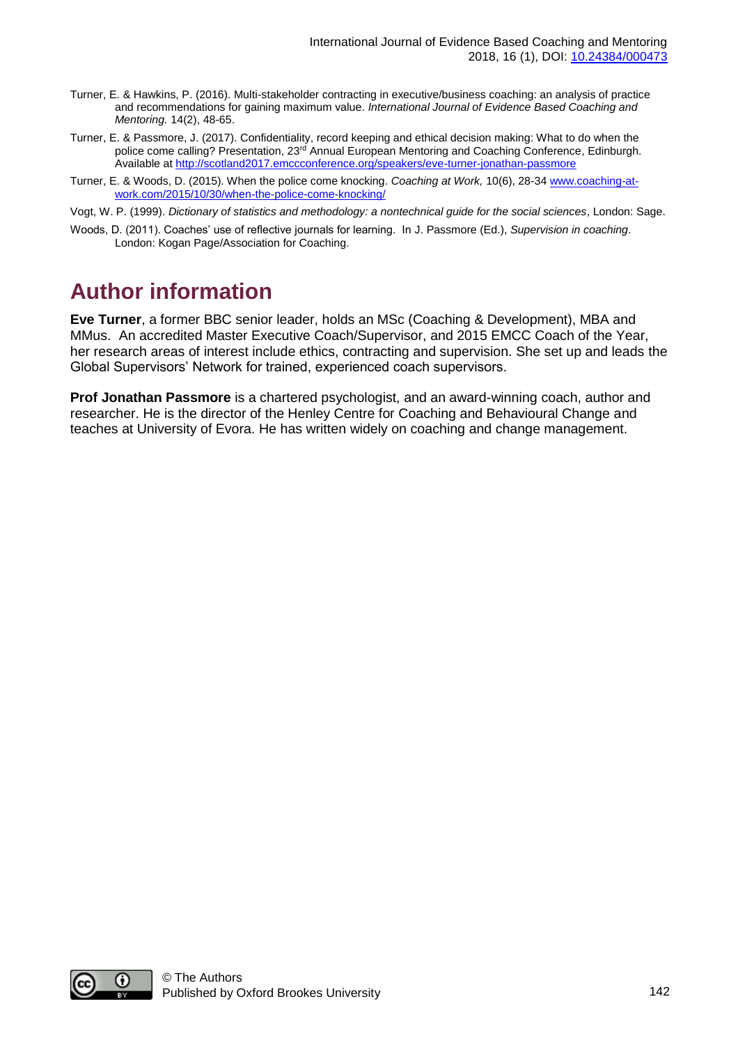Turner, E. & Hawkins, P. (2016). Multi-stakeholder contracting in executive/business coaching: an analysis of practice and recommendations for gaining maximum value. *International Journal of Evidence Based Coaching and Mentoring.* 14(2), 48-65.

Turner, E. & Passmore, J. (2017). Confidentiality, record keeping and ethical decision making: What to do when the police come calling? Presentation, 23rd Annual European Mentoring and Coaching Conference, Edinburgh. Available at http://scotland2017.emccconference.org/speakers/eve-turner-jonathan-passmore

Turner, E. & Woods, D. (2015). When the police come knocking. *Coaching at Work,* 10(6), 28-34 www.coaching-at-work.com/2015/10/30/when-the-police-come-knocking/

Vogt, W. P. (1999). *Dictionary of statistics and methodology: a nontechnical guide for the social sciences*, London: Sage.

Woods, D. (2011). Coaches' use of reflective journals for learning. In J. Passmore (Ed.), *Supervision in coaching*. London: Kogan Page/Association for Coaching.

# Author information

**Eve Turner**, a former BBC senior leader, holds an MSc (Coaching & Development), MBA and MMus. An accredited Master Executive Coach/Supervisor, and 2015 EMCC Coach of the Year, her research areas of interest include ethics, contracting and supervision. She set up and leads the Global Supervisors' Network for trained, experienced coach supervisors.

**Prof Jonathan Passmore** is a chartered psychologist, and an award-winning coach, author and researcher. He is the director of the Henley Centre for Coaching and Behavioural Change and teaches at University of Evora. He has written widely on coaching and change management.

© The Authors
Published by Oxford Brookes University